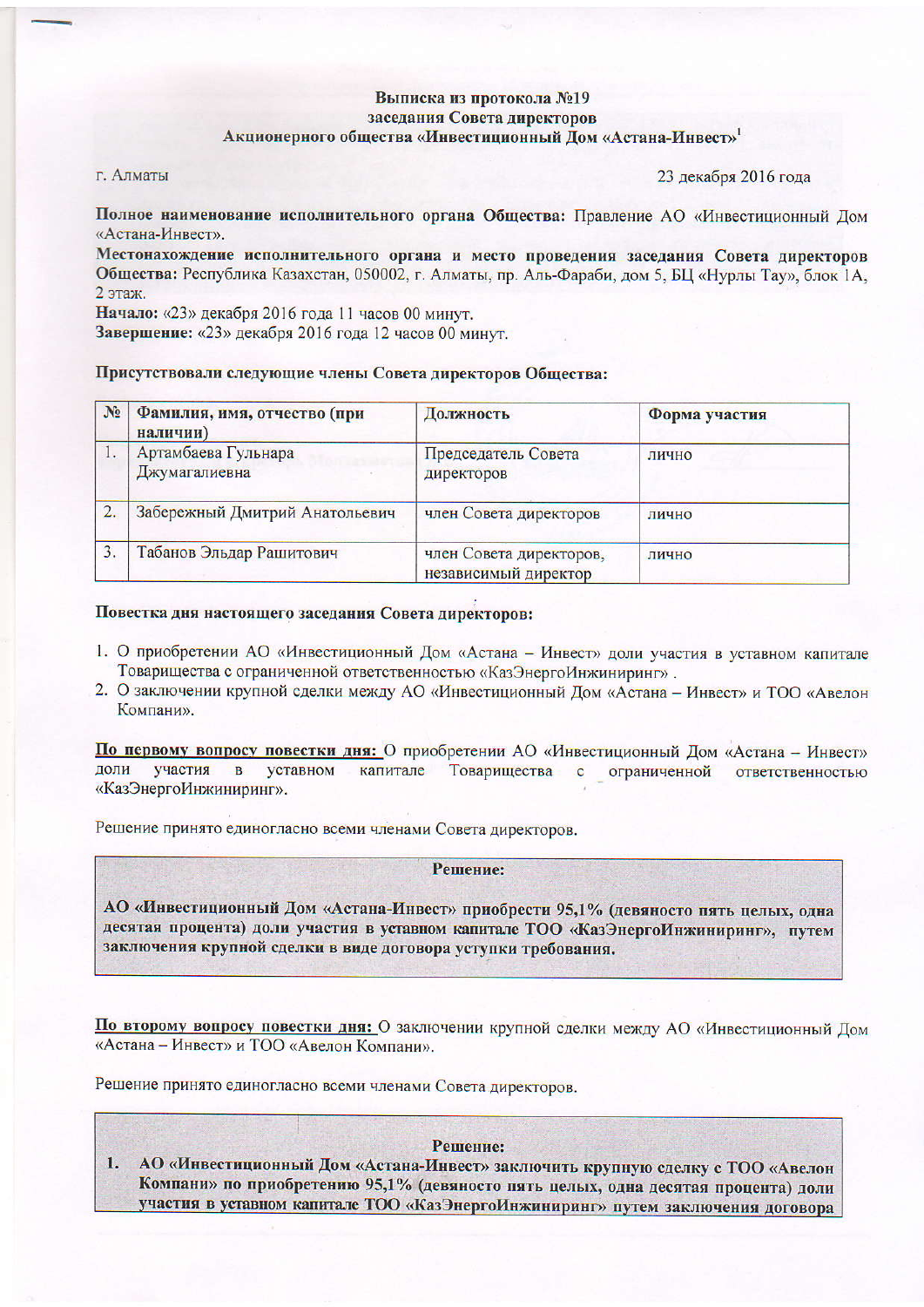**Выписка из протокола №19**
**заседания Совета директоров**
**Акционерного общества «Инвестиционный Дом «Астана-Инвест»[1]**

г. Алматы 23 декабря 2016 года

**Полное наименование исполнительного органа Общества:** Правление АО «Инвестиционный Дом «Астана-Инвест».
**Местонахождение исполнительного органа и место проведения заседания Совета директоров Общества:** Республика Казахстан, 050002, г. Алматы, пр. Аль-Фараби, дом 5, БЦ «Нурлы Тау», блок 1А, 2 этаж.
**Начало:** «23» декабря 2016 года 11 часов 00 минут.
**Завершение:** «23» декабря 2016 года 12 часов 00 минут.

**Присутствовали следующие члены Совета директоров Общества:**

| № | Фамилия, имя, отчество (при наличии) | Должность | Форма участия |
|---|---|---|---|
| 1. | Артамбаева Гульнара Джумагалиевна | Председатель Совета директоров | лично |
| 2. | Забережный Дмитрий Анатольевич | член Совета директоров | лично |
| 3. | Табанов Эльдар Рашитович | член Совета директоров, независимый директор | лично |

**Повестка дня настоящего заседания Совета директоров:**

1. О приобретении АО «Инвестиционный Дом «Астана – Инвест» доли участия в уставном капитале Товарищества с ограниченной ответственностью «КазЭнергоИнжиниринг» .
2. О заключении крупной сделки между АО «Инвестиционный Дом «Астана – Инвест» и ТОО «Авелон Компани».

**По первому вопросу повестки дня:** О приобретении АО «Инвестиционный Дом «Астана – Инвест» доли участия в уставном капитале Товарищества с ограниченной ответственностью «КазЭнергоИнжиниринг».

Решение принято единогласно всеми членами Совета директоров.

**Решение:**

**АО «Инвестиционный Дом «Астана-Инвест» приобрести 95,1% (девяносто пять целых, одна десятая процента) доли участия в уставном капитале ТОО «КазЭнергоИнжиниринг», путем заключения крупной сделки в виде договора уступки требования.**

**По второму вопросу повестки дня:** О заключении крупной сделки между АО «Инвестиционный Дом «Астана – Инвест» и ТОО «Авелон Компани».

Решение принято единогласно всеми членами Совета директоров.

**Решение:**

1. **АО «Инвестиционный Дом «Астана-Инвест» заключить крупную сделку с ТОО «Авелон Компани» по приобретению 95,1% (девяносто пять целых, одна десятая процента) доли участия в уставном капитале ТОО «КазЭнергоИнжиниринг» путем заключения договора**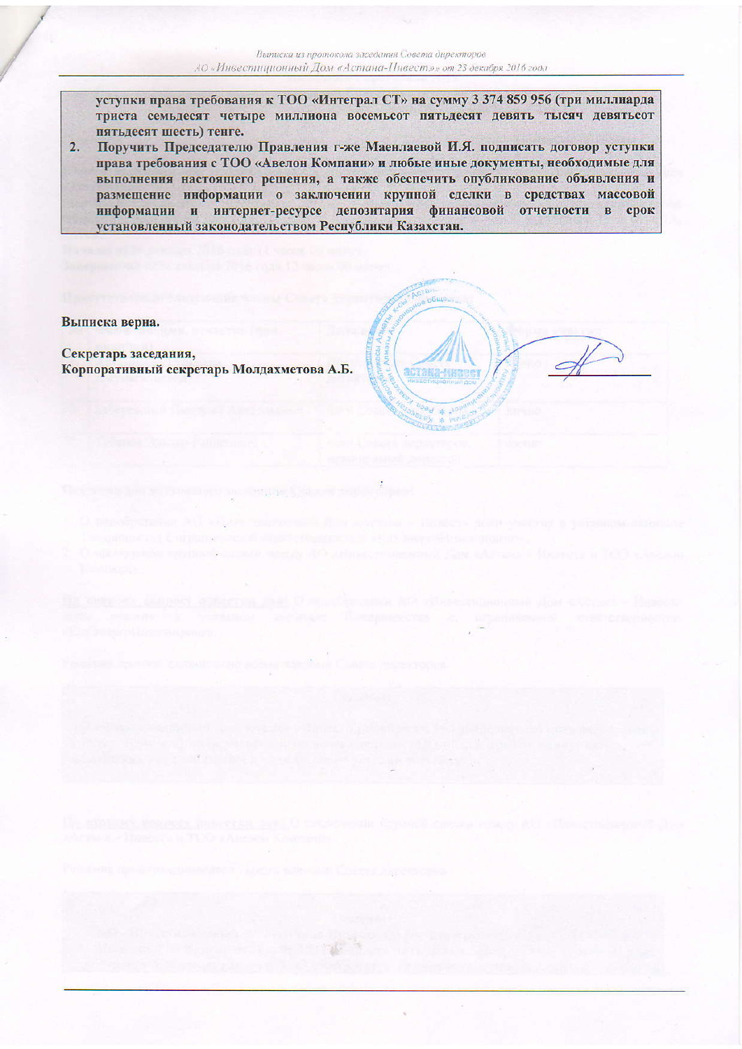уступки права требования к ТОО «Интеграл СТ» на сумму 3 374 859 956 (три миллиарда триста семьдесят четыре миллиона восемьсот пятьдесят девять тысяч девятьсот пятьдесят шесть) тенге.

2. **Поручить Председателю Правления г-же Маенлаевой И.Я. подписать договор уступки права требования с ТОО «Авелон Компани» и любые иные документы, необходимые для выполнения настоящего решения, а также обеспечить опубликование объявления и размещение информации о заключении крупной сделки в средствах массовой информации и интернет-ресурсе депозитария финансовой отчетности в срок установленный законодательством Республики Казахстан.**

**Выписка верна.**

**Секретарь заседания,**
**Корпоративный секретарь Молдахметова А.Б.**